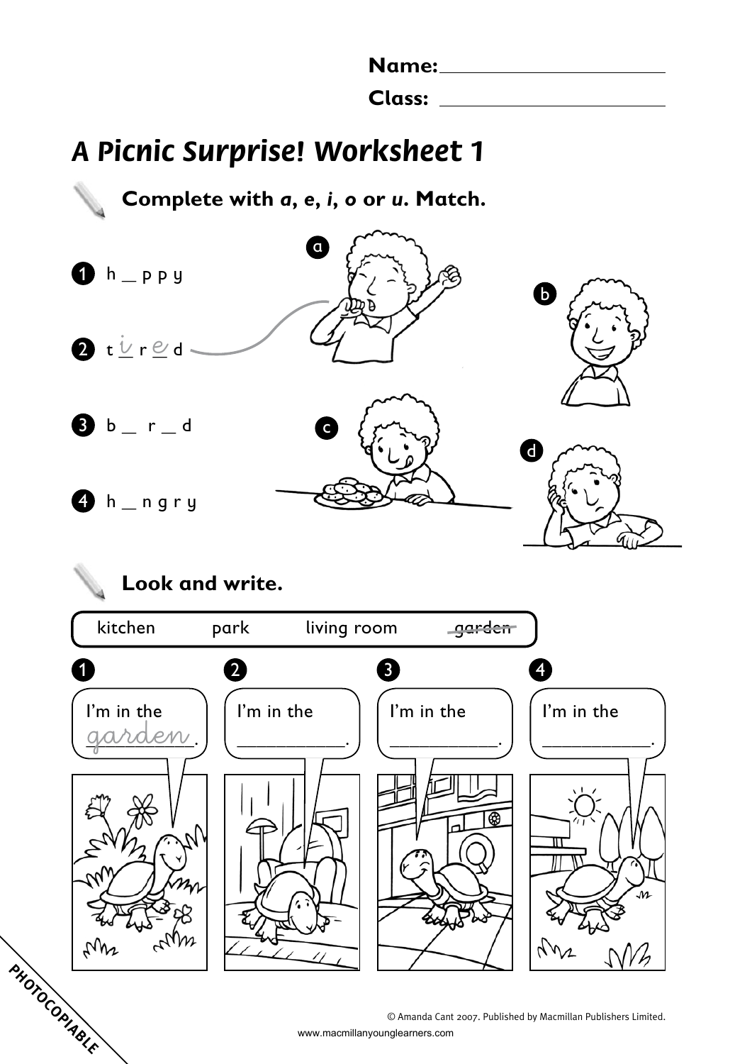Name: ____________________

Class: ____________________

# A Picnic Surprise! Worksheet 1

## Complete with *a*, *e*, *i*, *o* or *u*. Match.

1. h _ p p y
2. t i r e d
3. b _ r _ d
4. h _ n g r y

a b c d

## Look and write.

kitchen park living room ~~garden~~

1. I'm in the garden.
2. I'm in the ____________.
3. I'm in the ____________.
4. I'm in the ____________.

PHOTOCOPIABLE

© Amanda Cant 2007. Published by Macmillan Publishers Limited.

www.macmillanyounglearners.com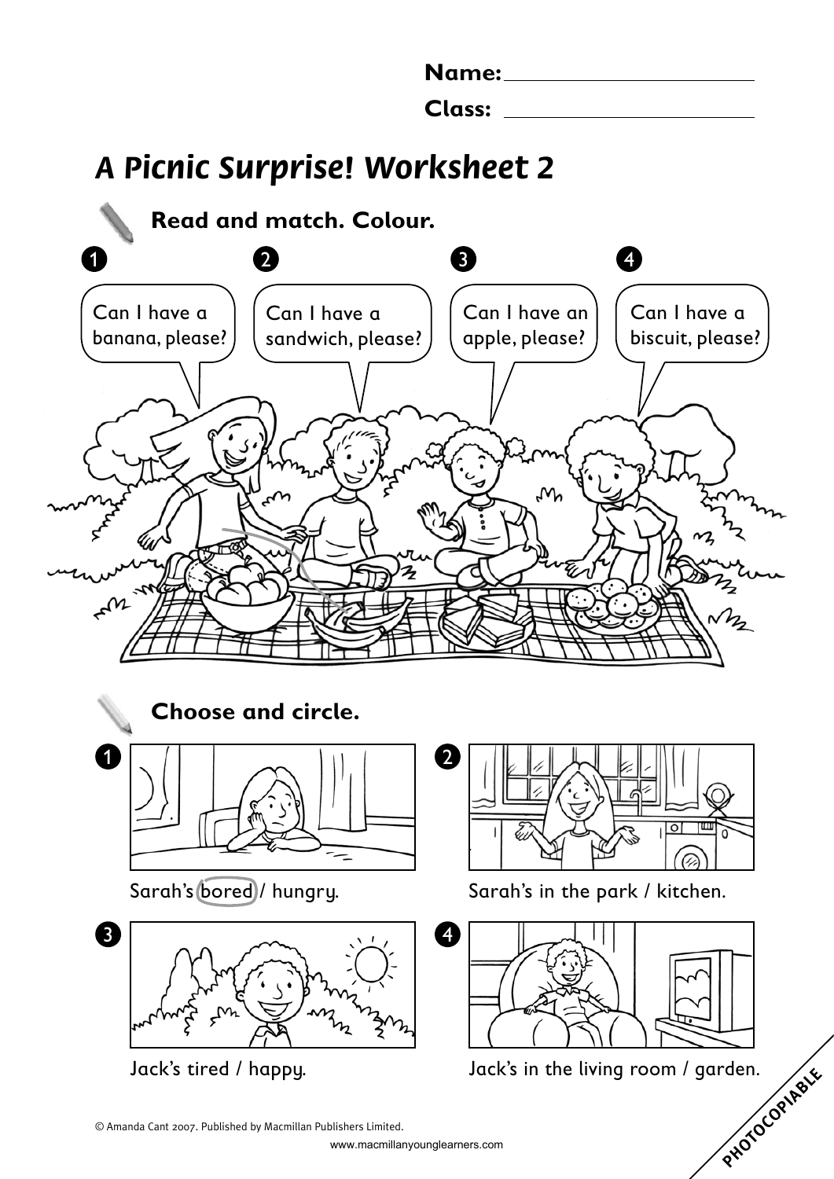**Name:** ______________________

**Class:** ______________________

# A Picnic Surprise! Worksheet 2

## Read and match. Colour.

1. Can I have a banana, please?
2. Can I have a sandwich, please?
3. Can I have an apple, please?
4. Can I have a biscuit, please?

## Choose and circle.

1. Sarah's bored / hungry.
2. Sarah's in the park / kitchen.
3. Jack's tired / happy.
4. Jack's in the living room / garden.

© Amanda Cant 2007. Published by Macmillan Publishers Limited.

www.macmillanyounglearners.com

PHOTOCOPIABLE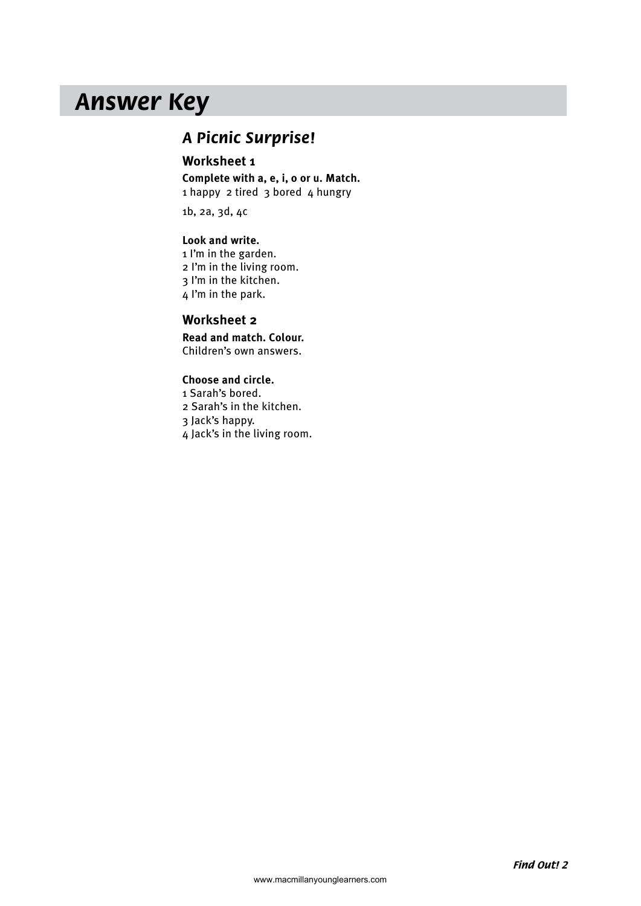# Answer Key

## *A Picnic Surprise!*

### Worksheet 1

**Complete with a, e, i, o or u. Match.**
1 happy 2 tired 3 bored 4 hungry

1b, 2a, 3d, 4c

**Look and write.**
1 I'm in the garden.
2 I'm in the living room.
3 I'm in the kitchen.
4 I'm in the park.

### Worksheet 2

**Read and match. Colour.**
Children's own answers.

**Choose and circle.**
1 Sarah's bored.
2 Sarah's in the kitchen.
3 Jack's happy.
4 Jack's in the living room.